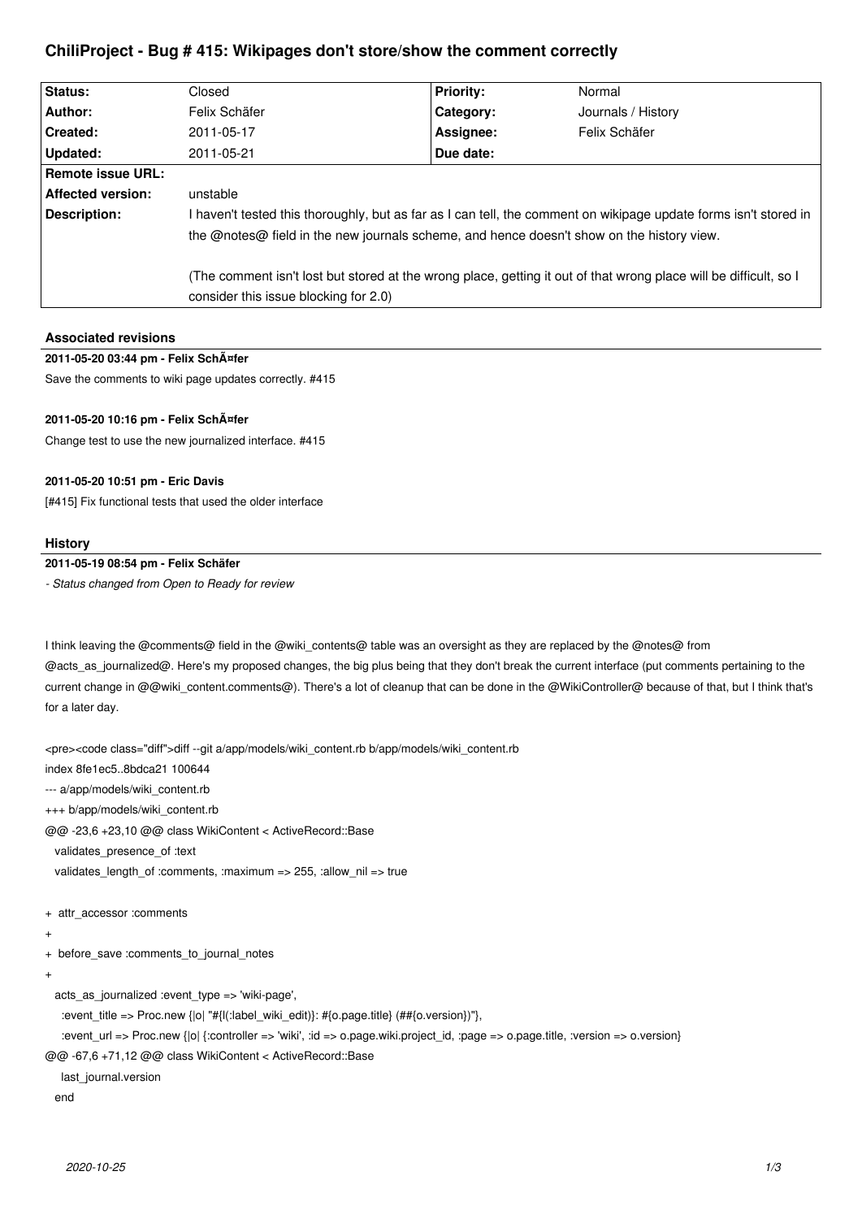# ChiliProject - Bug # 415: Wikipages don't store/show the comment correctly

| Status: | Closed | Priority: | Normal |
|---|---|---|---|
| Author: | Felix Schäfer | Category: | Journals / History |
| Created: | 2011-05-17 | Assignee: | Felix Schäfer |
| Updated: | 2011-05-21 | Due date: | |
| Remote issue URL: | | | |
| Affected version: | unstable | | |
| Description: | I haven't tested this thoroughly, but as far as I can tell, the comment on wikipage update forms isn't stored in the @notes@ field in the new journals scheme, and hence doesn't show on the history view.<br><br>(The comment isn't lost but stored at the wrong place, getting it out of that wrong place will be difficult, so I consider this issue blocking for 2.0) | | |

## Associated revisions

**2011-05-20 03:44 pm - Felix SchÃ¤fer**

Save the comments to wiki page updates correctly. #415

**2011-05-20 10:16 pm - Felix SchÃ¤fer**

Change test to use the new journalized interface. #415

**2011-05-20 10:51 pm - Eric Davis**

[#415] Fix functional tests that used the older interface

## History

**2011-05-19 08:54 pm - Felix Schäfer**

*- Status changed from Open to Ready for review*

I think leaving the @comments@ field in the @wiki_contents@ table was an oversight as they are replaced by the @notes@ from @acts_as_journalized@. Here's my proposed changes, the big plus being that they don't break the current interface (put comments pertaining to the current change in @@wiki_content.comments@). There's a lot of cleanup that can be done in the @WikiController@ because of that, but I think that's for a later day.

```
<pre><code class="diff">diff --git a/app/models/wiki_content.rb b/app/models/wiki_content.rb
index 8fe1ec5..8bdca21 100644
--- a/app/models/wiki_content.rb
+++ b/app/models/wiki_content.rb
@@ -23,6 +23,10 @@ class WikiContent < ActiveRecord::Base
   validates_presence_of :text
   validates_length_of :comments, :maximum => 255, :allow_nil => true

+  attr_accessor :comments
+
+  before_save :comments_to_journal_notes
+
   acts_as_journalized :event_type => 'wiki-page',
     :event_title => Proc.new {|o| "#{l(:label_wiki_edit)}: #{o.page.title} (##{o.version})"},
     :event_url => Proc.new {|o| {:controller => 'wiki', :id => o.page.wiki.project_id, :page => o.page.title, :version => o.version}
@@ -67,6 +71,12 @@ class WikiContent < ActiveRecord::Base
     last_journal.version
   end
```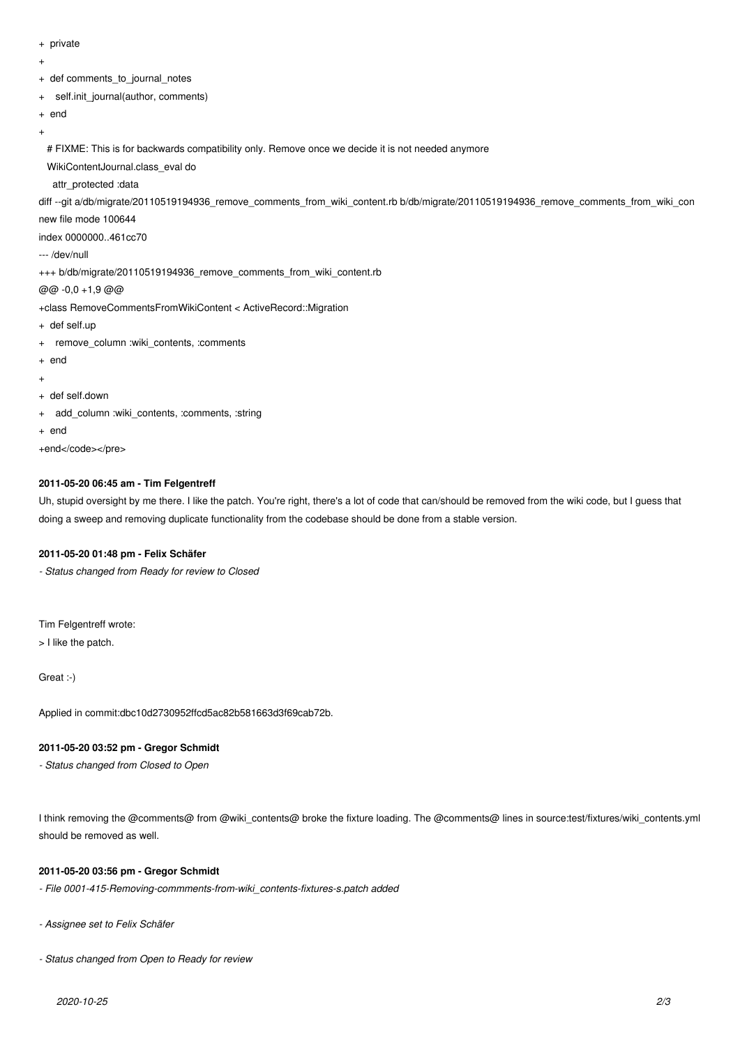```
+  private
+
+  def comments_to_journal_notes
+    self.init_journal(author, comments)
+  end
+
   # FIXME: This is for backwards compatibility only. Remove once we decide it is not needed anymore
   WikiContentJournal.class_eval do
     attr_protected :data
diff --git a/db/migrate/20110519194936_remove_comments_from_wiki_content.rb b/db/migrate/20110519194936_remove_comments_from_wiki_con
new file mode 100644
index 0000000..461cc70
--- /dev/null
+++ b/db/migrate/20110519194936_remove_comments_from_wiki_content.rb
@@ -0,0 +1,9 @@
+class RemoveCommentsFromWikiContent < ActiveRecord::Migration
+  def self.up
+    remove_column :wiki_contents, :comments
+  end
+
+  def self.down
+    add_column :wiki_contents, :comments, :string
+  end
+end</code></pre>
```

#### 2011-05-20 06:45 am - Tim Felgentreff

Uh, stupid oversight by me there. I like the patch. You're right, there's a lot of code that can/should be removed from the wiki code, but I guess that doing a sweep and removing duplicate functionality from the codebase should be done from a stable version.

#### 2011-05-20 01:48 pm - Felix Schäfer

*- Status changed from Ready for review to Closed*

Tim Felgentreff wrote:

> I like the patch.

Great :-)

Applied in commit:dbc10d2730952ffcd5ac82b581663d3f69cab72b.

#### 2011-05-20 03:52 pm - Gregor Schmidt

*- Status changed from Closed to Open*

I think removing the @comments@ from @wiki_contents@ broke the fixture loading. The @comments@ lines in source:test/fixtures/wiki_contents.yml should be removed as well.

#### 2011-05-20 03:56 pm - Gregor Schmidt

*- File 0001-415-Removing-commments-from-wiki_contents-fixtures-s.patch added*

*- Assignee set to Felix Schäfer*

*- Status changed from Open to Ready for review*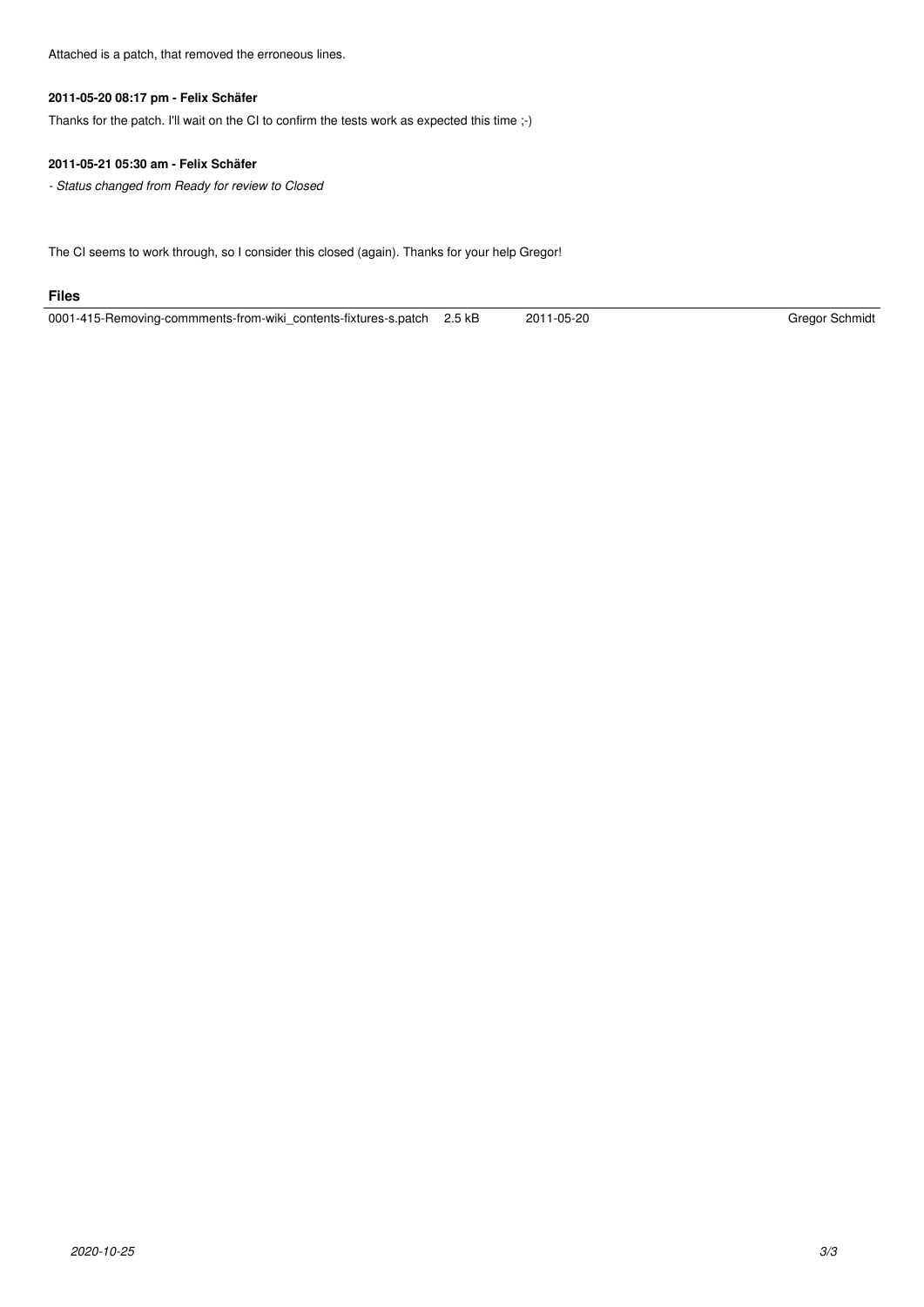Attached is a patch, that removed the erroneous lines.

#### 2011-05-20 08:17 pm - Felix Schäfer

Thanks for the patch. I'll wait on the CI to confirm the tests work as expected this time ;-)

#### 2011-05-21 05:30 am - Felix Schäfer

*- Status changed from Ready for review to Closed*

The CI seems to work through, so I consider this closed (again). Thanks for your help Gregor!

### Files

| | | | |
|---|---|---|---|
| 0001-415-Removing-commments-from-wiki_contents-fixtures-s.patch | 2.5 kB | 2011-05-20 | Gregor Schmidt |